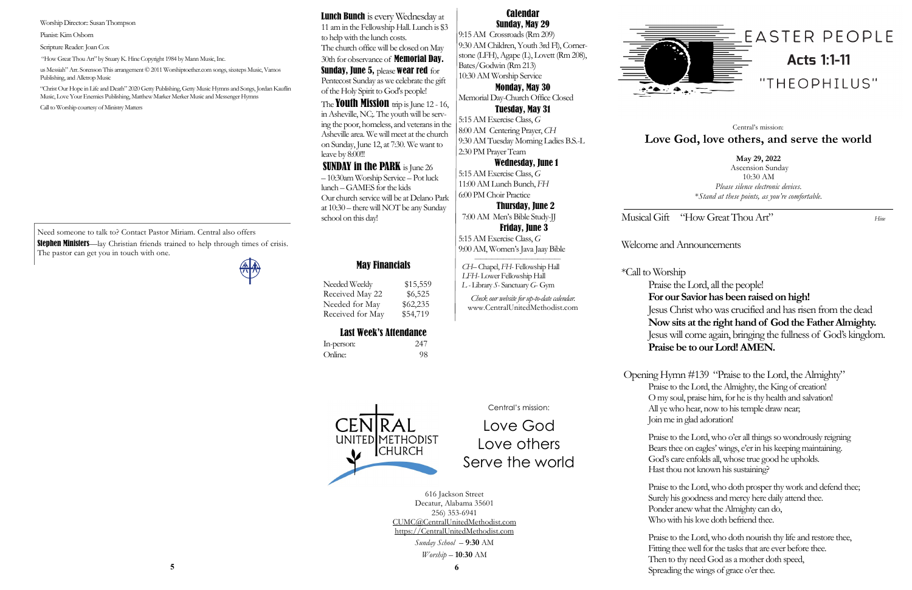Worship Director: Susan Thompson

Pianist: Kim Osborn

Scripture Reader: Joan Cox

"How Great Thou Art" by Stuary K. Hine Copyright 1984 by Mann Music, Inc.

us Messiah" Arr. Sorenson This arrangement © 2011 Worshiptoether.com songs, sixsteps Music, Vamos Publishing, and Alletrop Music

"Christ Our Hope in Life and Death" 2020 Getty Publishing, Getty Music Hymns and Songs, Jordan Kauflin Music, Love Your Enemies Publishing, Matthew Marker Merker Music and Messenger Hymns

Call to Worship courtesy of Ministry Matters

Need someone to talk to? Contact Pastor Miriam. Central also offers **Stephen Ministers**—lay Christian friends trained to help through times of crisis. The pastor can get you in touch with one.

**Lunch Bunch** is every Wednesday at 11 am in the Fellowship Hall. Lunch is $3 to help with the lunch costs.

The church office will be closed on May 30th for observance of **Memorial Day.**

**Sunday, June 5,** please **wear red** for Pentecost Sunday as we celebrate the gift of the Holy Spirit to God's people!

The **Youth Mission** trip is June 12 - 16, in Asheville, NC;. The youth will be serving the poor, homeless, and veterans in the Asheville area. We will meet at the church on Sunday, June 12, at 7:30. We want to leave by 8:00!!!

**SUNDAY in the PARK** is June 26 – 10:30am Worship Service – Pot luck lunch – GAMES for the kids

Our church service will be at Delano Park at 10:30 – there will NOT be any Sunday school on this day!

## May Financials

| | |
|---|---|
| Needed Weekly | $15,559 |
| Received May 22 | $6,525 |
| Needed for May | $62,235 |
| Received for May | $54,719 |

## Last Week's Attendance

| | |
|---|---|
| In-person: | 247 |
| Online: | 98 |

## Calendar

**Sunday, May 29**

9:15 AM Crossroads (Rm 209)

9:30 AM Children, Youth 3rd Fl), Cornerstone (LFH), Agape (L), Lovett (Rm 208), Bates/Godwin (Rm 213)

10:30 AM Worship Service

**Monday, May 30**

Memorial Day-Church Office Closed

**Tuesday, May 31**

5:15 AM Exercise Class, *G*

8:00 AM Centering Prayer, *CH*

9:30 AM Tuesday Morning Ladies B.S.-L

2:30 PM Prayer Team

**Wednesday, June 1**

5:15 AM Exercise Class, *G*

11:00 AM Lunch Bunch, *FH*

6:00 PM Choir Practice

**Thursday, June 2**

7:00 AM Men's Bible Study-JJ

**Friday, June 3**

5:15 AM Exercise Class, *G*

9:00 AM, Women's Java Jaay Bible

*CH*– Chapel, *FH*- Fellowship Hall
*LFH*- Lower Fellowship Hall
*L* - Library *S*- Sanctuary *G*- Gym

*Check our website for up-to-date calendar.*
www.CentralUnitedMethodist.com

CENTRAL UNITED METHODIST CHURCH

Central's mission:

Love God
Love others
Serve the world

616 Jackson Street
Decatur, Alabama 35601
256) 353-6941
CUMC@CentralUnitedMethodist.com
https://CentralUnitedMethodist.com

*Sunday School* – **9:30** AM

*Worship* – **10:30** AM

# EASTER PEOPLE
## Acts 1:1-11
## "THEOPHILUS"

Central's mission:

**Love God, love others, and serve the world**

**May 29, 2022**
Ascension Sunday
10:30 AM
*Please silence electronic devices.*
*\*Stand at these points, as you're comfortable.*

Musical Gift "How Great Thou Art" *Hine*

Welcome and Announcements

\*Call to Worship

Praise the Lord, all the people!
**For our Savior has been raised on high!**
Jesus Christ who was crucified and has risen from the dead
**Now sits at the right hand of God the Father Almighty.**
Jesus will come again, bringing the fullness of God's kingdom.
**Praise be to our Lord! AMEN.**

Opening Hymn #139 "Praise to the Lord, the Almighty"

Praise to the Lord, the Almighty, the King of creation!
O my soul, praise him, for he is thy health and salvation!
All ye who hear, now to his temple draw near;
Join me in glad adoration!

Praise to the Lord, who o'er all things so wondrously reigning
Bears thee on eagles' wings, e'er in his keeping maintaining.
God's care enfolds all, whose true good he upholds.
Hast thou not known his sustaining?

Praise to the Lord, who doth prosper thy work and defend thee;
Surely his goodness and mercy here daily attend thee.
Ponder anew what the Almighty can do,
Who with his love doth befriend thee.

Praise to the Lord, who doth nourish thy life and restore thee,
Fitting thee well for the tasks that are ever before thee.
Then to thy need God as a mother doth speed,
Spreading the wings of grace o'er thee.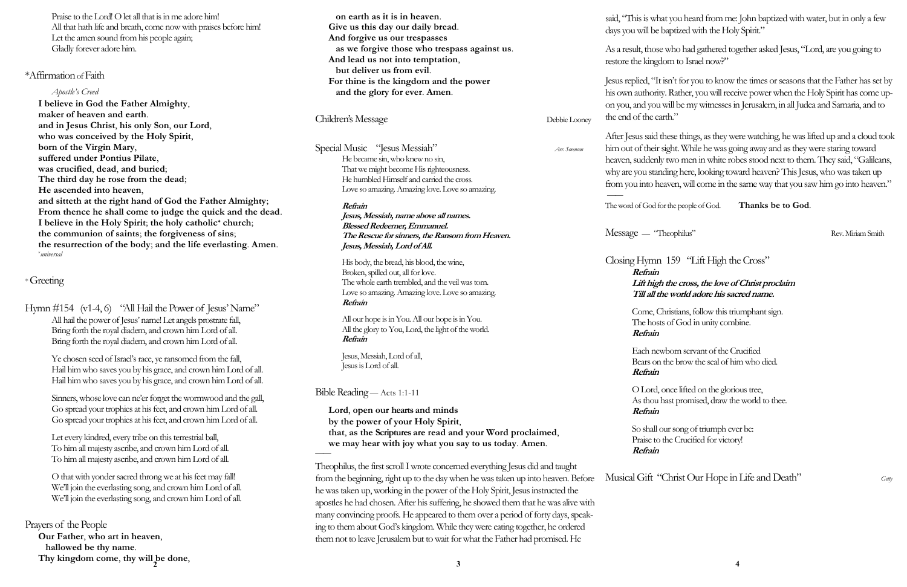Praise to the Lord! O let all that is in me adore him!
All that hath life and breath, come now with praises before him!
Let the amen sound from his people again;
Gladly forever adore him.

## *Affirmation of Faith

*Apostle's Creed*

**I believe in God the Father Almighty,**
**maker of heaven and earth.**
**and in Jesus Christ, his only Son, our Lord,**
**who was conceived by the Holy Spirit,**
**born of the Virgin Mary,**
**suffered under Pontius Pilate,**
**was crucified, dead, and buried;**
**The third day he rose from the dead;**
**He ascended into heaven,**
**and sitteth at the right hand of God the Father Almighty;**
**From thence he shall come to judge the quick and the dead.**
**I believe in the Holy Spirit; the holy catholic* church;**
**the communion of saints; the forgiveness of sins;**
**the resurrection of the body; and the life everlasting. Amen.**

**universal*

## * Greeting

## Hymn #154 (v1-4, 6) "All Hail the Power of Jesus' Name"

All hail the power of Jesus' name! Let angels prostrate fall,
Bring forth the royal diadem, and crown him Lord of all.
Bring forth the royal diadem, and crown him Lord of all.

Ye chosen seed of Israel's race, ye ransomed from the fall,
Hail him who saves you by his grace, and crown him Lord of all.
Hail him who saves you by his grace, and crown him Lord of all.

Sinners, whose love can ne'er forget the wormwood and the gall,
Go spread your trophies at his feet, and crown him Lord of all.
Go spread your trophies at his feet, and crown him Lord of all.

Let every kindred, every tribe on this terrestrial ball,
To him all majesty ascribe, and crown him Lord of all.
To him all majesty ascribe, and crown him Lord of all.

O that with yonder sacred throng we at his feet may fall!
We'll join the everlasting song, and crown him Lord of all.
We'll join the everlasting song, and crown him Lord of all.

## Prayers of the People

**Our Father, who art in heaven,**
**hallowed be thy name.**
**Thy kingdom come, thy will be done,**
**on earth as it is in heaven.**
**Give us this day our daily bread.**
**And forgive us our trespasses**
**as we forgive those who trespass against us.**
**And lead us not into temptation,**
**but deliver us from evil.**
**For thine is the kingdom and the power**
**and the glory for ever. Amen.**

## Children's Message — Debbie Looney

## Special Music "Jesus Messiah" — *Arr. Sorenson*

He became sin, who knew no sin,
That we might become His righteousness.
He humbled Himself and carried the cross.
Love so amazing. Amazing love. Love so amazing.

***Refrain***
***Jesus, Messiah, name above all names.***
***Blessed Redeemer, Emmanuel.***
***The Rescue for sinners, the Ransom from Heaven.***
***Jesus, Messiah, Lord of All.***

His body, the bread, his blood, the wine,
Broken, spilled out, all for love.
The whole earth trembled, and the veil was torn.
Love so amazing. Amazing love. Love so amazing.
***Refrain***

All our hope is in You. All our hope is in You.
All the glory to You, Lord, the light of the world.
***Refrain***

Jesus, Messiah, Lord of all,
Jesus is Lord of all.

## Bible Reading — Acts 1:1-11

**Lord, open our hearts and minds**
**by the power of your Holy Spirit,**
**that, as the Scriptures are read and your Word proclaimed,**
**we may hear with joy what you say to us today. Amen.**

---

Theophilus, the first scroll I wrote concerned everything Jesus did and taught from the beginning, right up to the day when he was taken up into heaven. Before he was taken up, working in the power of the Holy Spirit, Jesus instructed the apostles he had chosen. After his suffering, he showed them that he was alive with many convincing proofs. He appeared to them over a period of forty days, speaking to them about God's kingdom. While they were eating together, he ordered them not to leave Jerusalem but to wait for what the Father had promised. He said, "This is what you heard from me: John baptized with water, but in only a few days you will be baptized with the Holy Spirit."

As a result, those who had gathered together asked Jesus, "Lord, are you going to restore the kingdom to Israel now?"

Jesus replied, "It isn't for you to know the times or seasons that the Father has set by his own authority. Rather, you will receive power when the Holy Spirit has come upon you, and you will be my witnesses in Jerusalem, in all Judea and Samaria, and to the end of the earth."

After Jesus said these things, as they were watching, he was lifted up and a cloud took him out of their sight. While he was going away and as they were staring toward heaven, suddenly two men in white robes stood next to them. They said, "Galileans, why are you standing here, looking toward heaven? This Jesus, who was taken up from you into heaven, will come in the same way that you saw him go into heaven."

---

The word of God for the people of God. **Thanks be to God.**

## Message — "Theophilus" — Rev. Miriam Smith

## Closing Hymn 159 "Lift High the Cross"

***Refrain***
***Lift high the cross, the love of Christ proclaim***
***Till all the world adore his sacred name.***

Come, Christians, follow this triumphant sign.
The hosts of God in unity combine.
***Refrain***

Each newborn servant of the Crucified
Bears on the brow the seal of him who died.
***Refrain***

O Lord, once lifted on the glorious tree,
As thou hast promised, draw the world to thee.
***Refrain***

So shall our song of triumph ever be:
Praise to the Crucified for victory!
***Refrain***

## Musical Gift "Christ Our Hope in Life and Death" — *Getty*